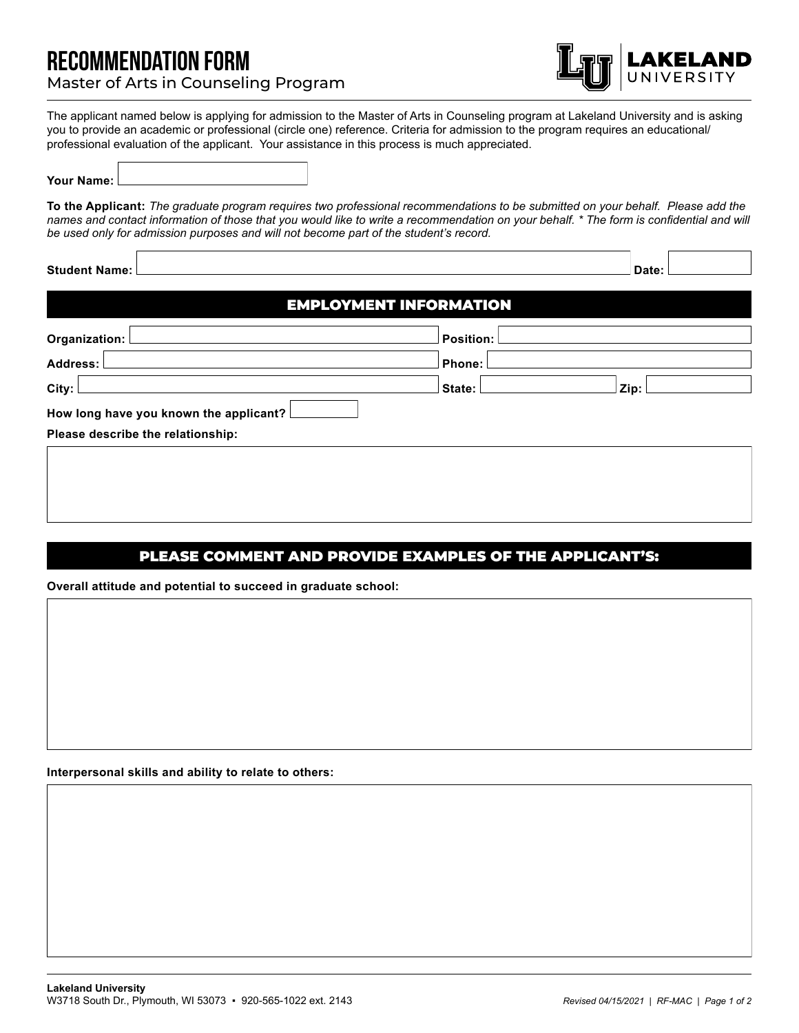# RECOMMENDATION FORM

Master of Arts in Counseling Program

LAKELAND UNIVERSITY

The applicant named below is applying for admission to the Master of Arts in Counseling program at Lakeland University and is asking you to provide an academic or professional (circle one) reference. Criteria for admission to the program requires an educational/ professional evaluation of the applicant. Your assistance in this process is much appreciated.

**Your Name:**

**To the Applicant:** *The graduate program requires two professional recommendations to be submitted on your behalf. Please add the names and contact information of those that you would like to write a recommendation on your behalf. * The form is confidential and will be used only for admission purposes and will not become part of the student's record.*

**Student Name:** **Date:**

## EMPLOYMENT INFORMATION

**Organization:** **Position:**

**Address:** **Phone:**

**City:** **State:** **Zip:**

**How long have you known the applicant?**

**Please describe the relationship:**

## PLEASE COMMENT AND PROVIDE EXAMPLES OF THE APPLICANT'S:

**Overall attitude and potential to succeed in graduate school:**

**Interpersonal skills and ability to relate to others:**

**Lakeland University**
W3718 South Dr., Plymouth, WI 53073 ▪ 920-565-1022 ext. 2143

*Revised 04/15/2021 | RF-MAC*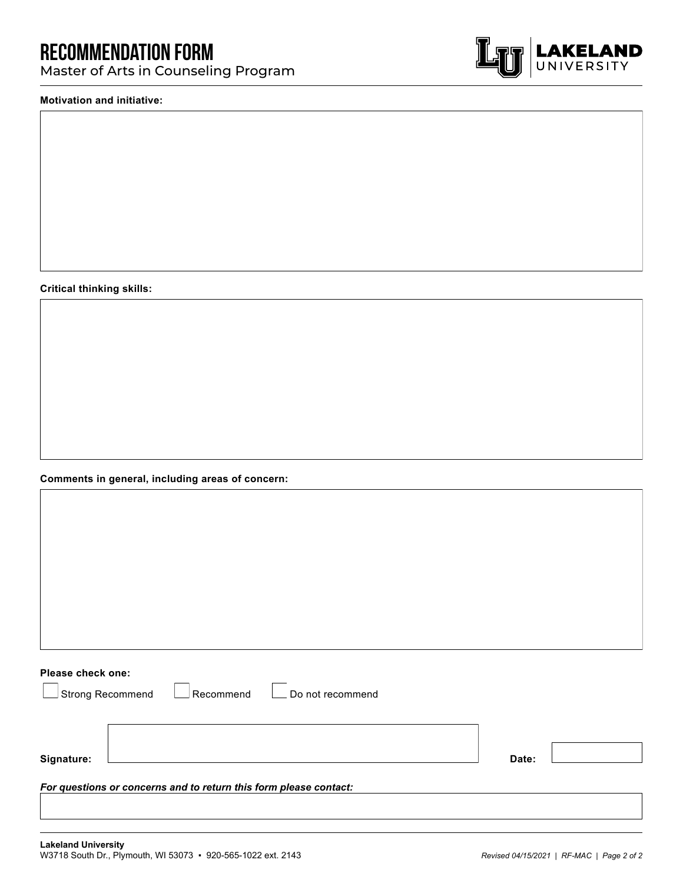# RECOMMENDATION FORM

Master of Arts in Counseling Program

**Motivation and initiative:**

**Critical thinking skills:**

**Comments in general, including areas of concern:**

**Please check one:**

☐ Strong Recommend ☐ Recommend ☐ Do not recommend

**Signature:** **Date:**

***For questions or concerns and to return this form please contact:***

**Lakeland University**
W3718 South Dr., Plymouth, WI 53073 ▪ 920-565-1022 ext. 2143

*Revised 04/15/2021 | RF-MAC*